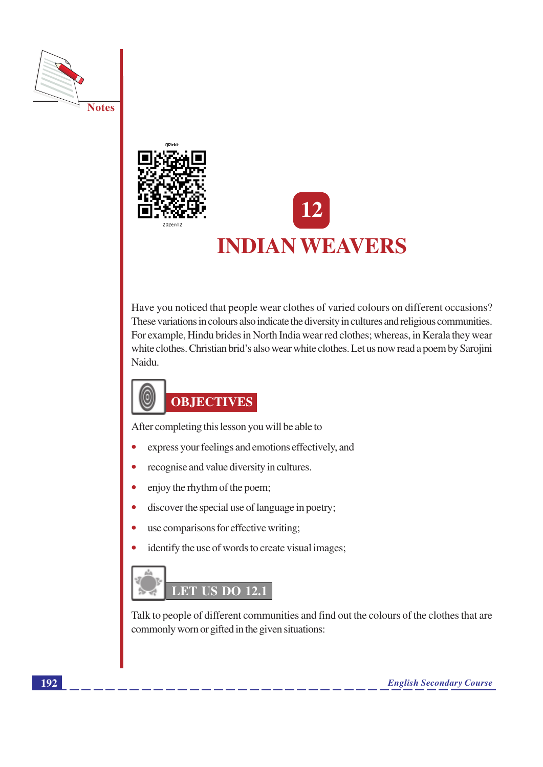# 12

# INDIAN WEAVERS

Have you noticed that people wear clothes of varied colours on different occasions? These variations in colours also indicate the diversity in cultures and religious communities. For example, Hindu brides in North India wear red clothes; whereas, in Kerala they wear white clothes. Christian brid's also wear white clothes. Let us now read a poem by Sarojini Naidu.

## OBJECTIVES

After completing this lesson you will be able to

- express your feelings and emotions effectively, and
- recognise and value diversity in cultures.
- enjoy the rhythm of the poem;
- discover the special use of language in poetry;
- use comparisons for effective writing;
- identify the use of words to create visual images;

## LET US DO 12.1

Talk to people of different communities and find out the colours of the clothes that are commonly worn or gifted in the given situations: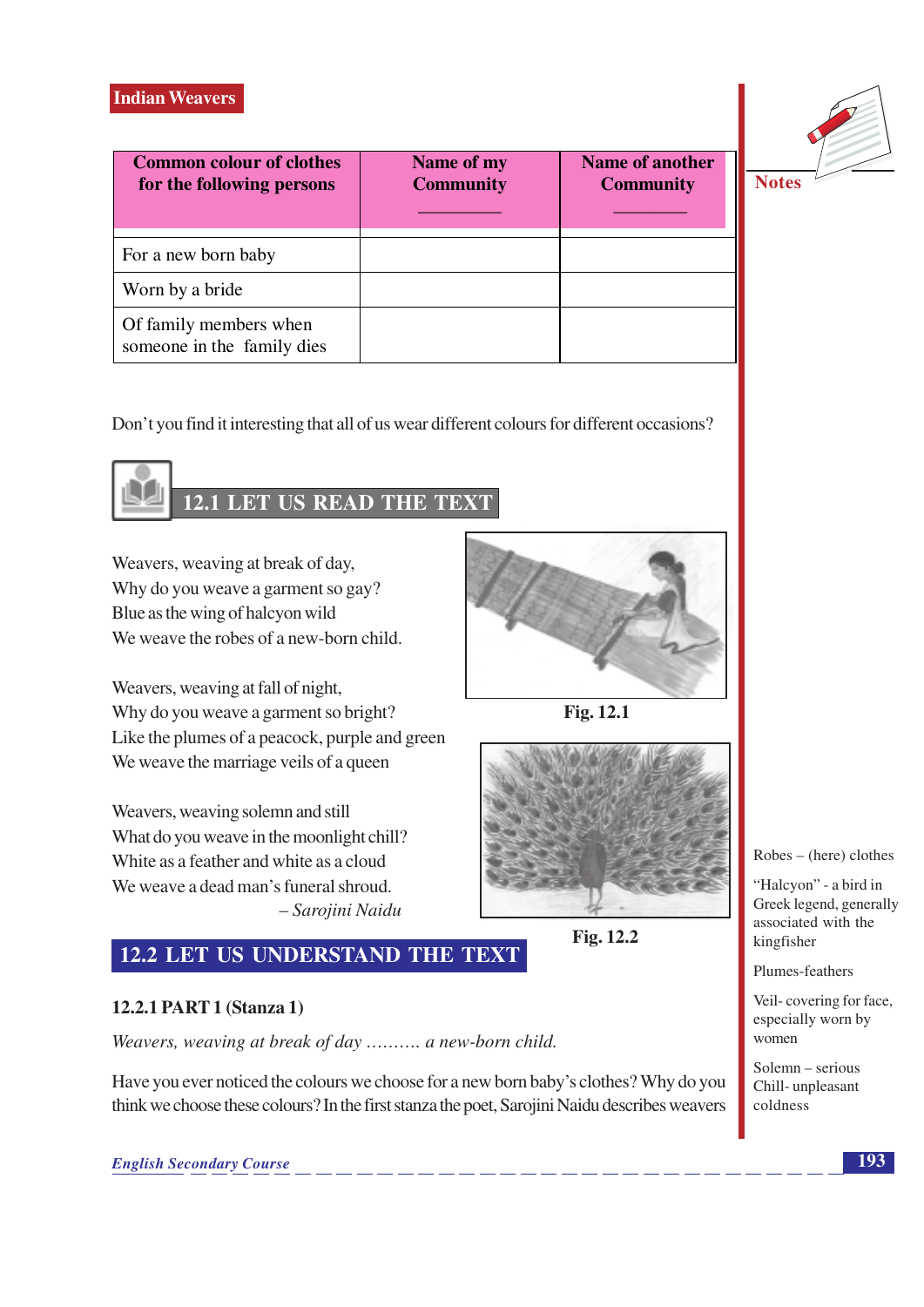| Common colour of clothes for the following persons | Name of my Community ________ | Name of another Community ________ |
|---|---|---|
| For a new born baby | | |
| Worn by a bride | | |
| Of family members when someone in the family dies | | |

Don't you find it interesting that all of us wear different colours for different occasions?

## 12.1 LET US READ THE TEXT

Weavers, weaving at break of day,
Why do you weave a garment so gay?
Blue as the wing of halcyon wild
We weave the robes of a new-born child.

Weavers, weaving at fall of night,
Why do you weave a garment so bright?
Like the plumes of a peacock, purple and green
We weave the marriage veils of a queen

Weavers, weaving solemn and still
What do you weave in the moonlight chill?
White as a feather and white as a cloud
We weave a dead man's funeral shroud.

*– Sarojini Naidu*

**Fig. 12.1**

**Fig. 12.2**

Robes – (here) clothes

"Halcyon" - a bird in Greek legend, generally associated with the kingfisher

Plumes-feathers

Veil- covering for face, especially worn by women

Solemn – serious

Chill- unpleasant coldness

## 12.2 LET US UNDERSTAND THE TEXT

### 12.2.1 PART 1 (Stanza 1)

*Weavers, weaving at break of day .......... a new-born child.*

Have you ever noticed the colours we choose for a new born baby's clothes? Why do you think we choose these colours? In the first stanza the poet, Sarojini Naidu describes weavers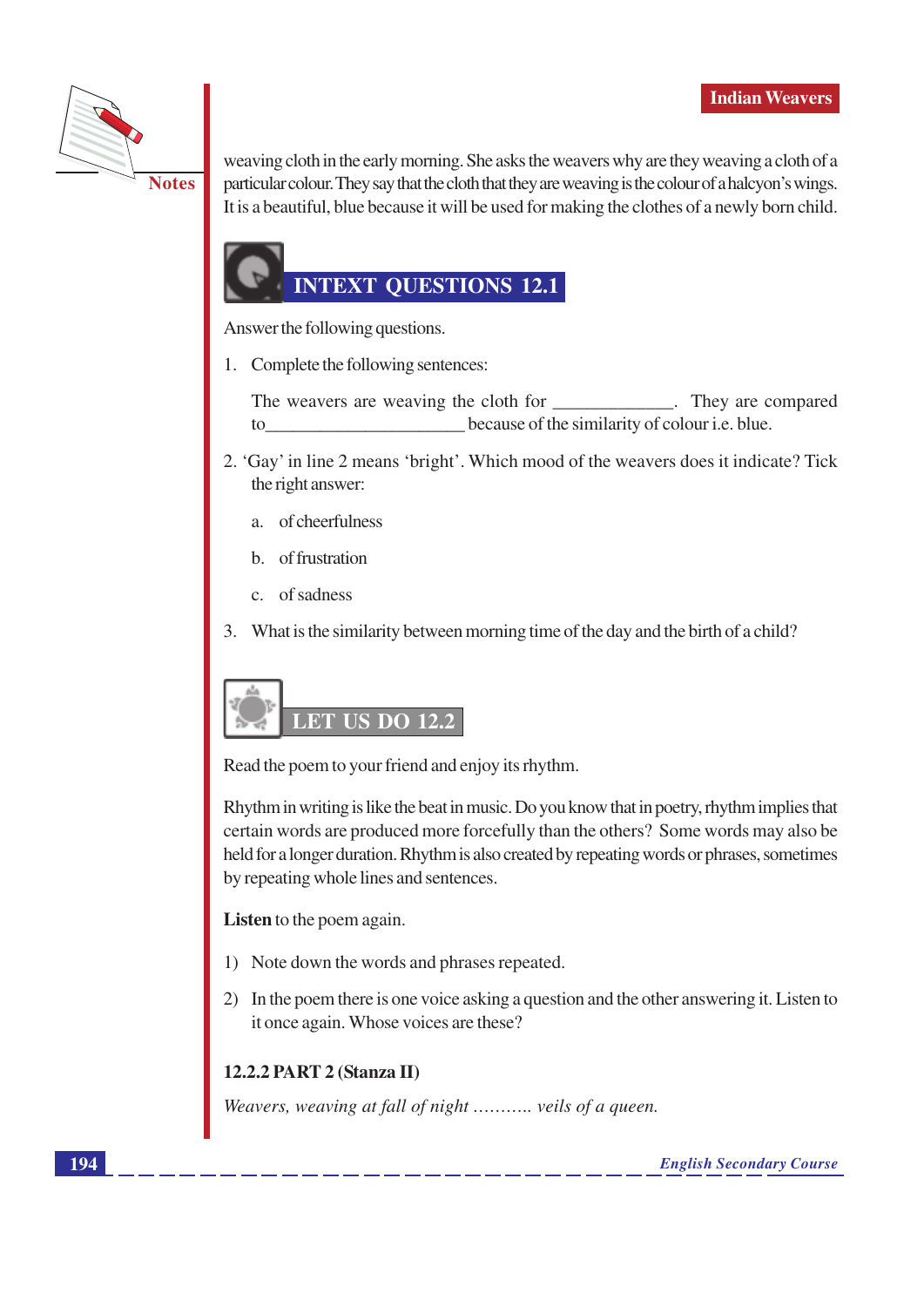weaving cloth in the early morning. She asks the weavers why are they weaving a cloth of a particular colour. They say that the cloth that they are weaving is the colour of a halcyon's wings. It is a beautiful, blue because it will be used for making the clothes of a newly born child.

## INTEXT QUESTIONS 12.1

Answer the following questions.

1. Complete the following sentences:

   The weavers are weaving the cloth for _____________. They are compared to_____________________ because of the similarity of colour i.e. blue.

2. 'Gay' in line 2 means 'bright'. Which mood of the weavers does it indicate? Tick the right answer:

   a. of cheerfulness

   b. of frustration

   c. of sadness

3. What is the similarity between morning time of the day and the birth of a child?

## LET US DO 12.2

Read the poem to your friend and enjoy its rhythm.

Rhythm in writing is like the beat in music. Do you know that in poetry, rhythm implies that certain words are produced more forcefully than the others? Some words may also be held for a longer duration. Rhythm is also created by repeating words or phrases, sometimes by repeating whole lines and sentences.

**Listen** to the poem again.

1) Note down the words and phrases repeated.

2) In the poem there is one voice asking a question and the other answering it. Listen to it once again. Whose voices are these?

### 12.2.2 PART 2 (Stanza II)

*Weavers, weaving at fall of night ........... veils of a queen.*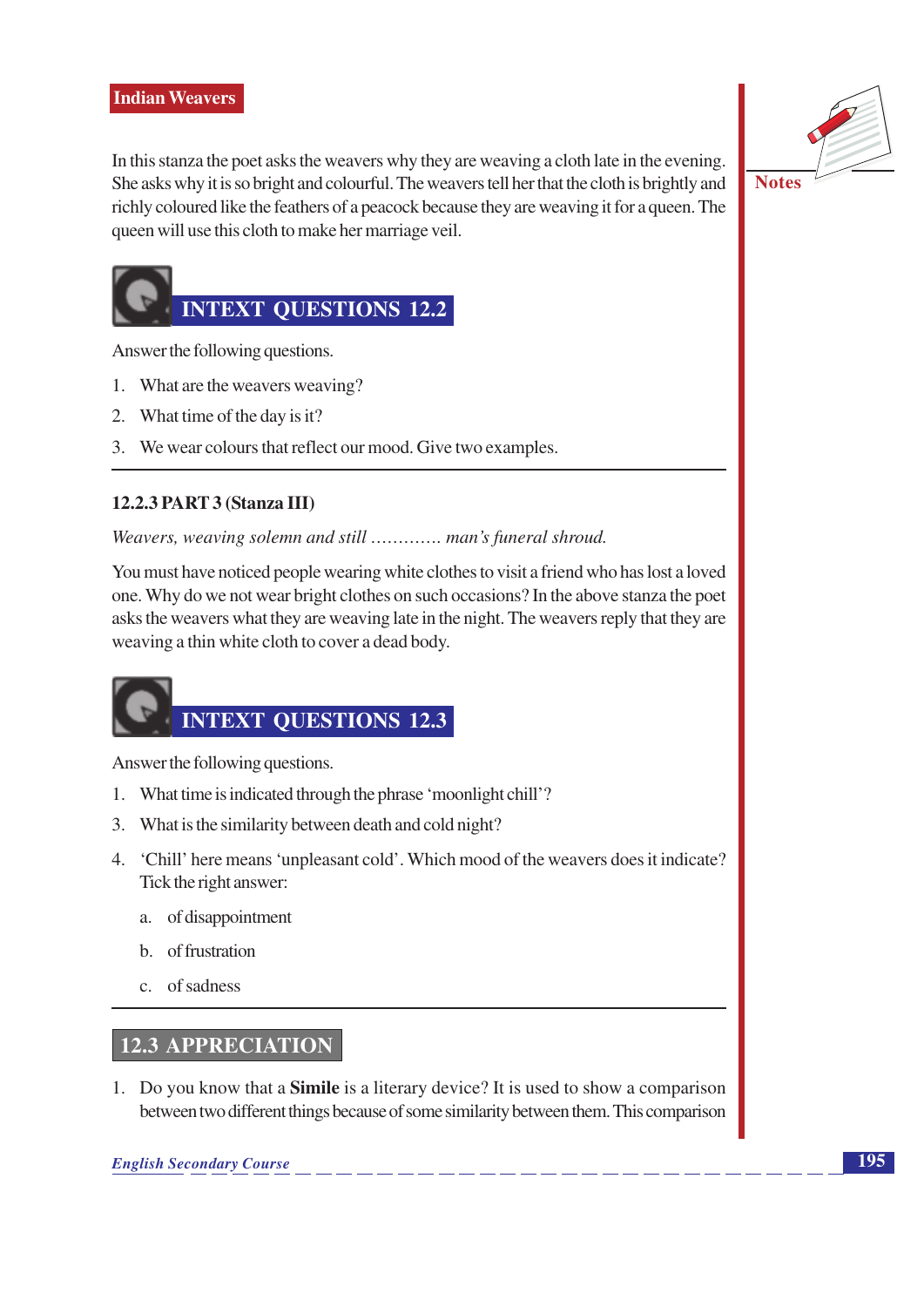In this stanza the poet asks the weavers why they are weaving a cloth late in the evening. She asks why it is so bright and colourful. The weavers tell her that the cloth is brightly and richly coloured like the feathers of a peacock because they are weaving it for a queen. The queen will use this cloth to make her marriage veil.

## INTEXT QUESTIONS 12.2

Answer the following questions.

1. What are the weavers weaving?
2. What time of the day is it?
3. We wear colours that reflect our mood. Give two examples.

### 12.2.3 PART 3 (Stanza III)

*Weavers, weaving solemn and still ............ man's funeral shroud.*

You must have noticed people wearing white clothes to visit a friend who has lost a loved one. Why do we not wear bright clothes on such occasions? In the above stanza the poet asks the weavers what they are weaving late in the night. The weavers reply that they are weaving a thin white cloth to cover a dead body.

## INTEXT QUESTIONS 12.3

Answer the following questions.

1. What time is indicated through the phrase 'moonlight chill'?

3. What is the similarity between death and cold night?

4. 'Chill' here means 'unpleasant cold'. Which mood of the weavers does it indicate? Tick the right answer:
   a. of disappointment
   b. of frustration
   c. of sadness

## 12.3 APPRECIATION

1. Do you know that a **Simile** is a literary device? It is used to show a comparison between two different things because of some similarity between them. This comparison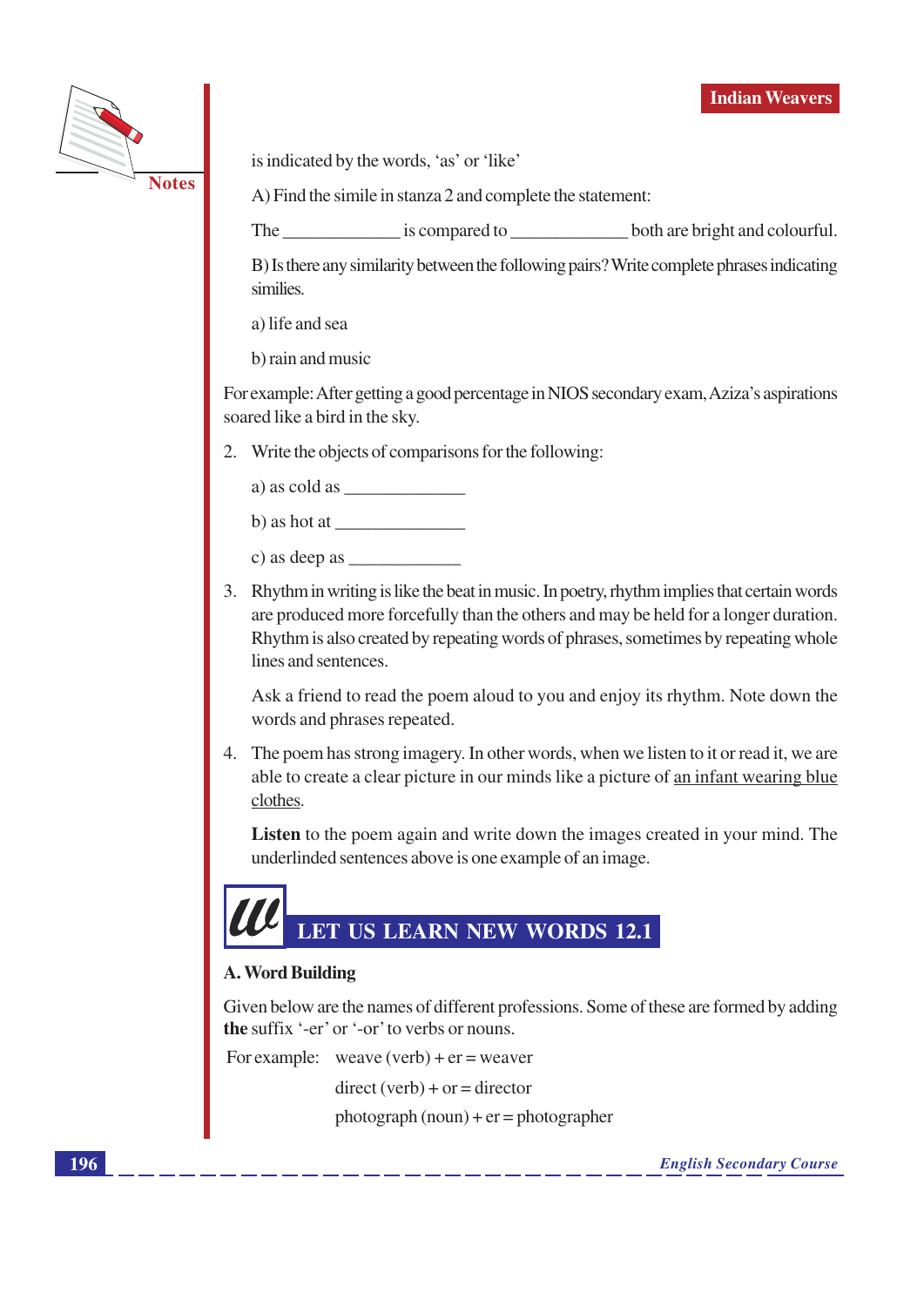is indicated by the words, 'as' or 'like'

A) Find the simile in stanza 2 and complete the statement:

The _____________ is compared to _____________ both are bright and colourful.

B) Is there any similarity between the following pairs? Write complete phrases indicating similies.

a) life and sea

b) rain and music

For example: After getting a good percentage in NIOS secondary exam, Aziza's aspirations soared like a bird in the sky.

2. Write the objects of comparisons for the following:

   a) as cold as _____________

   b) as hot at ______________

   c) as deep as ____________

3. Rhythm in writing is like the beat in music. In poetry, rhythm implies that certain words are produced more forcefully than the others and may be held for a longer duration. Rhythm is also created by repeating words of phrases, sometimes by repeating whole lines and sentences.

   Ask a friend to read the poem aloud to you and enjoy its rhythm. Note down the words and phrases repeated.

4. The poem has strong imagery. In other words, when we listen to it or read it, we are able to create a clear picture in our minds like a picture of <u>an infant wearing blue clothes</u>.

   **Listen** to the poem again and write down the images created in your mind. The underlinded sentences above is one example of an image.

## LET US LEARN NEW WORDS 12.1

### A. Word Building

Given below are the names of different professions. Some of these are formed by adding **the** suffix '-er' or '-or' to verbs or nouns.

For example: weave (verb) + er = weaver

direct (verb) + or = director

photograph (noun) + er = photographer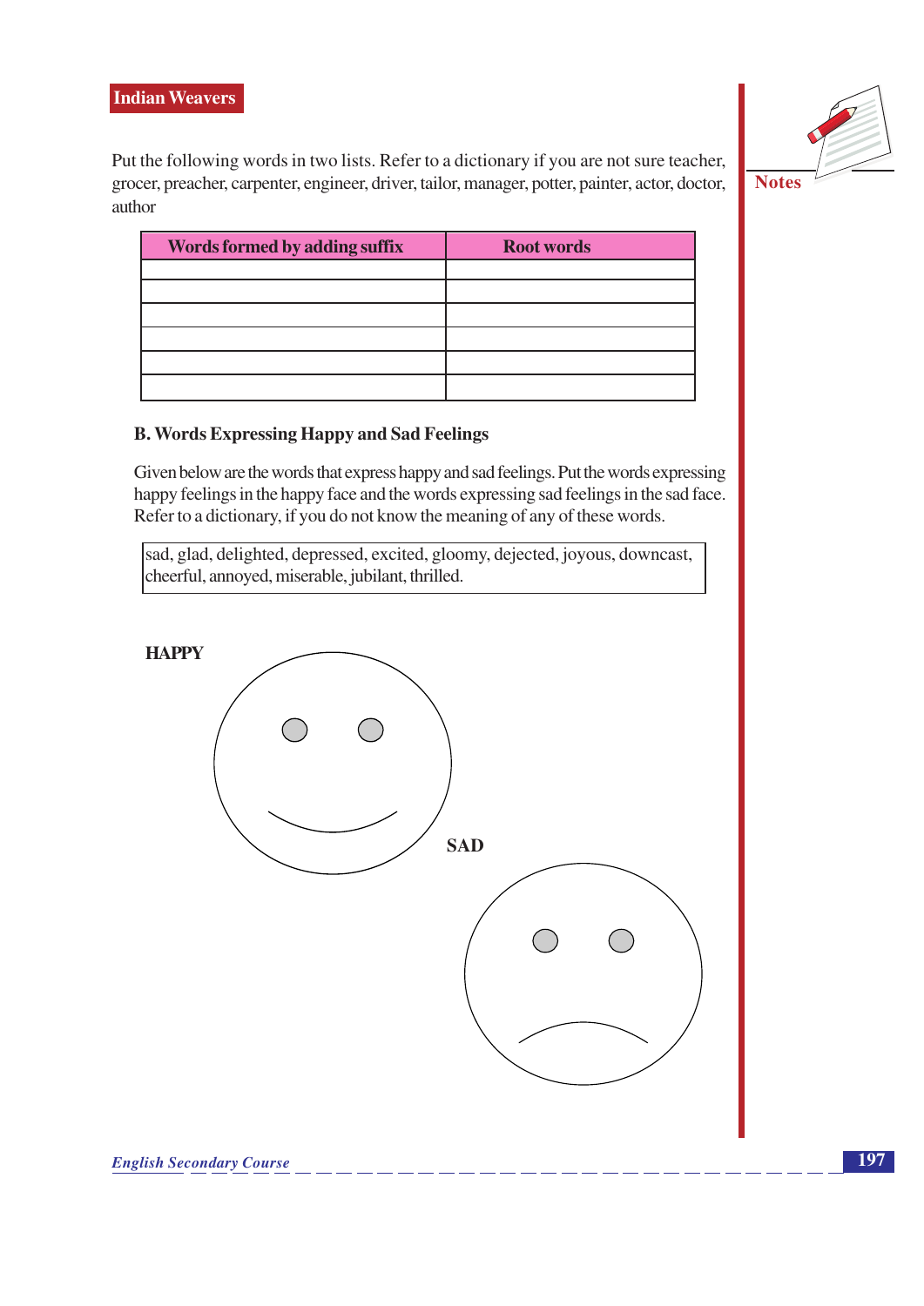Put the following words in two lists. Refer to a dictionary if you are not sure teacher, grocer, preacher, carpenter, engineer, driver, tailor, manager, potter, painter, actor, doctor, author

| Words formed by adding suffix | Root words |
|---|---|
| | |
| | |
| | |
| | |
| | |
| | |

### B. Words Expressing Happy and Sad Feelings

Given below are the words that express happy and sad feelings. Put the words expressing happy feelings in the happy face and the words expressing sad feelings in the sad face. Refer to a dictionary, if you do not know the meaning of any of these words.

sad, glad, delighted, depressed, excited, gloomy, dejected, joyous, downcast, cheerful, annoyed, miserable, jubilant, thrilled.

**HAPPY**

**SAD**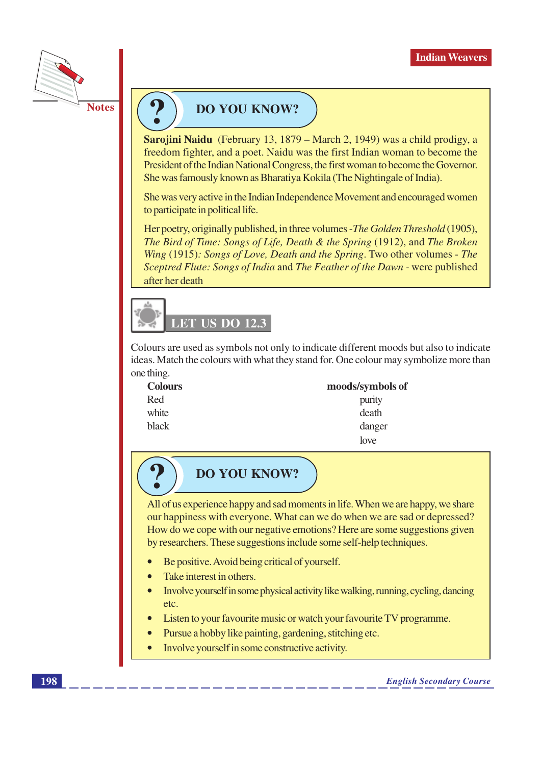## DO YOU KNOW?

**Sarojini Naidu** (February 13, 1879 – March 2, 1949) was a child prodigy, a freedom fighter, and a poet. Naidu was the first Indian woman to become the President of the Indian National Congress, the first woman to become the Governor. She was famously known as Bharatiya Kokila (The Nightingale of India).

She was very active in the Indian Independence Movement and encouraged women to participate in political life.

Her poetry, originally published, in three volumes -*The Golden Threshold* (1905), *The Bird of Time: Songs of Life, Death & the Spring* (1912), and *The Broken Wing* (1915)*: Songs of Love, Death and the Spring*. Two other volumes - *The Sceptred Flute: Songs of India* and *The Feather of the Dawn* - were published after her death

## LET US DO 12.3

Colours are used as symbols not only to indicate different moods but also to indicate ideas. Match the colours with what they stand for. One colour may symbolize more than one thing.

| **Colours** | **moods/symbols of** |
|---|---|
| Red | purity |
| white | death |
| black | danger |
| | love |

## DO YOU KNOW?

All of us experience happy and sad moments in life. When we are happy, we share our happiness with everyone. What can we do when we are sad or depressed? How do we cope with our negative emotions? Here are some suggestions given by researchers. These suggestions include some self-help techniques.

- Be positive. Avoid being critical of yourself.
- Take interest in others.
- Involve yourself in some physical activity like walking, running, cycling, dancing etc.
- Listen to your favourite music or watch your favourite TV programme.
- Pursue a hobby like painting, gardening, stitching etc.
- Involve yourself in some constructive activity.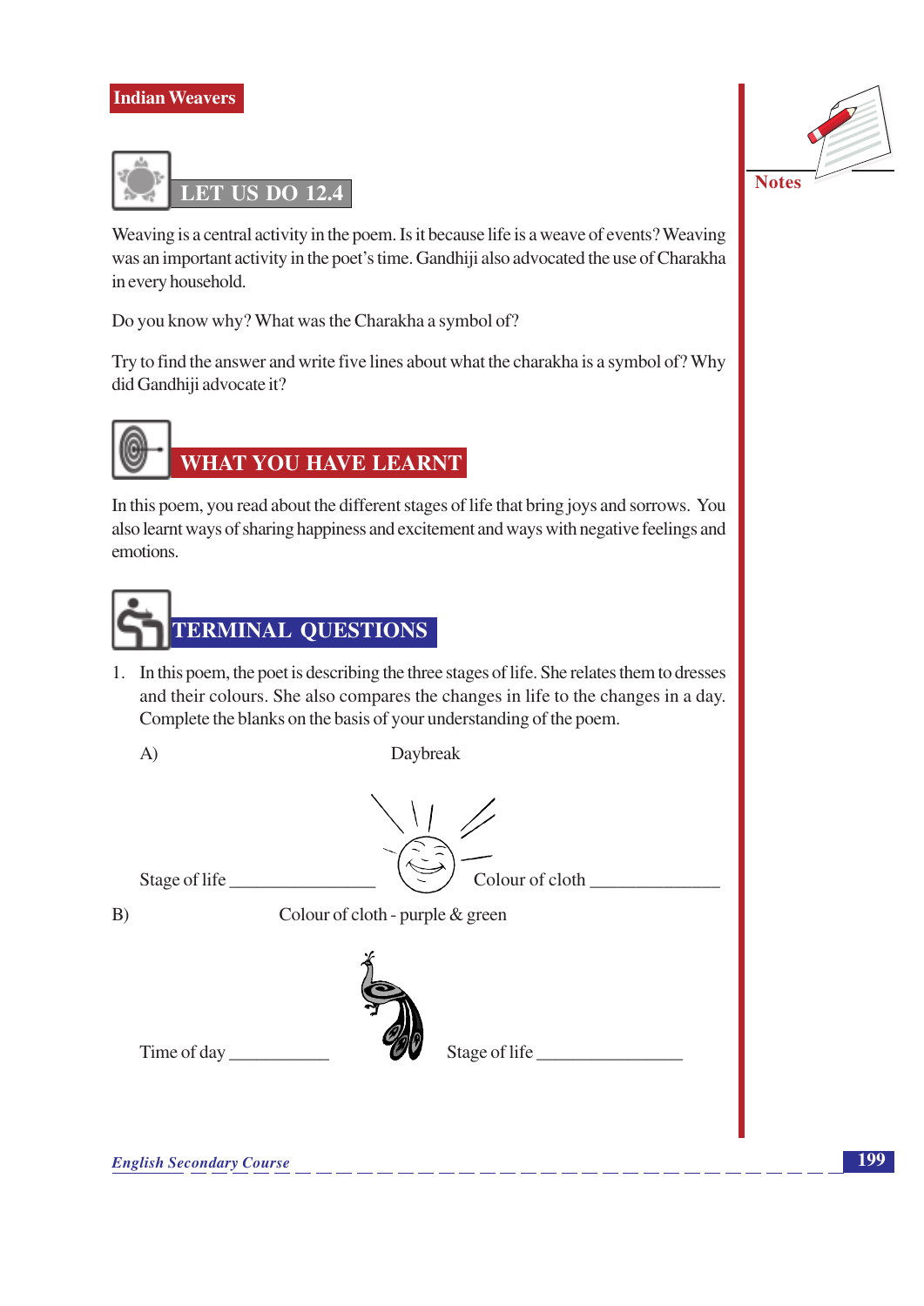## LET US DO 12.4

Weaving is a central activity in the poem. Is it because life is a weave of events? Weaving was an important activity in the poet's time. Gandhiji also advocated the use of Charakha in every household.

Do you know why? What was the Charakha a symbol of?

Try to find the answer and write five lines about what the charakha is a symbol of? Why did Gandhiji advocate it?

## WHAT YOU HAVE LEARNT

In this poem, you read about the different stages of life that bring joys and sorrows. You also learnt ways of sharing happiness and excitement and ways with negative feelings and emotions.

## TERMINAL QUESTIONS

1. In this poem, the poet is describing the three stages of life. She relates them to dresses and their colours. She also compares the changes in life to the changes in a day. Complete the blanks on the basis of your understanding of the poem.

   A) Daybreak

   Stage of life ________________ Colour of cloth ______________

   B) Colour of cloth - purple & green

   Time of day ___________ Stage of life ________________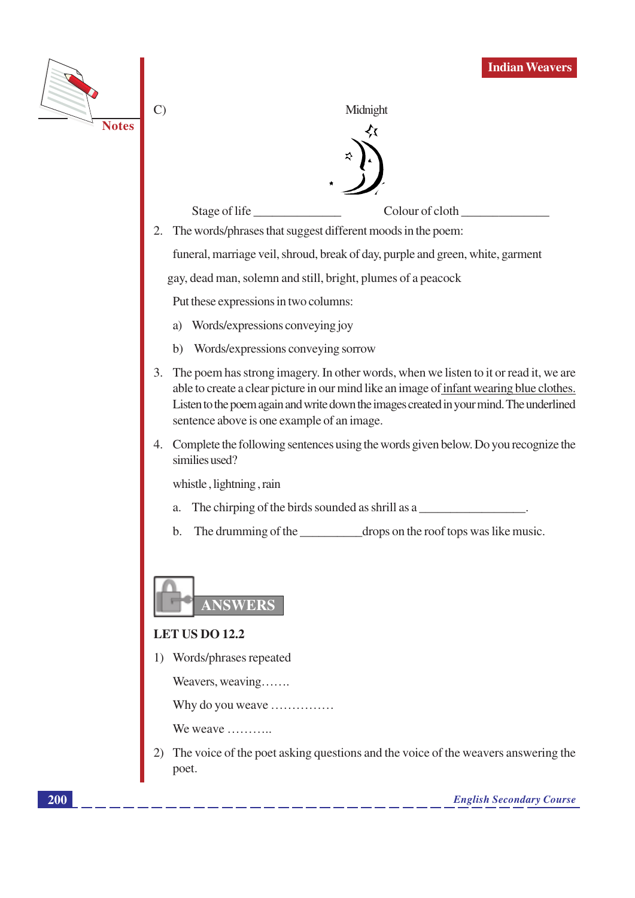C) Midnight

Stage of life ______________ Colour of cloth ______________

2. The words/phrases that suggest different moods in the poem:

   funeral, marriage veil, shroud, break of day, purple and green, white, garment

   gay, dead man, solemn and still, bright, plumes of a peacock

   Put these expressions in two columns:

   a) Words/expressions conveying joy

   b) Words/expressions conveying sorrow

3. The poem has strong imagery. In other words, when we listen to it or read it, we are able to create a clear picture in our mind like an image of <u>infant wearing blue clothes.</u> Listen to the poem again and write down the images created in your mind. The underlined sentence above is one example of an image.

4. Complete the following sentences using the words given below. Do you recognize the similies used?

   whistle , lightning , rain

   a. The chirping of the birds sounded as shrill as a _________________.

   b. The drumming of the __________drops on the roof tops was like music.

## ANSWERS

### LET US DO 12.2

1) Words/phrases repeated

   Weavers, weaving…….

   Why do you weave ……………

   We weave ………..

2) The voice of the poet asking questions and the voice of the weavers answering the poet.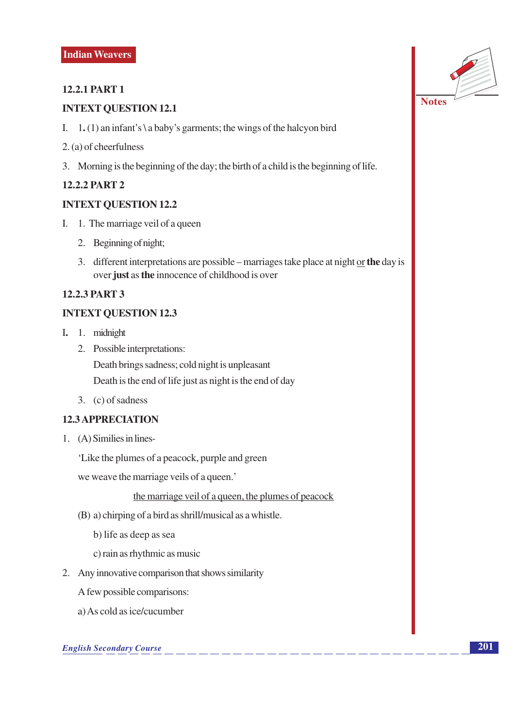**12.2.1 PART 1**

**INTEXT QUESTION 12.1**

I. 1. (1) an infant's \ a baby's garments; the wings of the halcyon bird

2. (a) of cheerfulness

3. Morning is the beginning of the day; the birth of a child is the beginning of life.

**12.2.2 PART 2**

**INTEXT QUESTION 12.2**

I. 1. The marriage veil of a queen

2. Beginning of night;

3. different interpretations are possible – marriages take place at night <u>or</u> **the** day is over **just** as **the** innocence of childhood is over

**12.2.3 PART 3**

**INTEXT QUESTION 12.3**

**I.** 1. midnight

2. Possible interpretations:

   Death brings sadness; cold night is unpleasant

   Death is the end of life just as night is the end of day

3. (c) of sadness

**12.3 APPRECIATION**

1. (A) Similies in lines-

   'Like the plumes of a peacock, purple and green

   we weave the marriage veils of a queen.'

   <u>the marriage veil of a queen, the plumes of peacock</u>

   (B) a) chirping of a bird as shrill/musical as a whistle.

   b) life as deep as sea

   c) rain as rhythmic as music

2. Any innovative comparison that shows similarity

   A few possible comparisons:

   a) As cold as ice/cucumber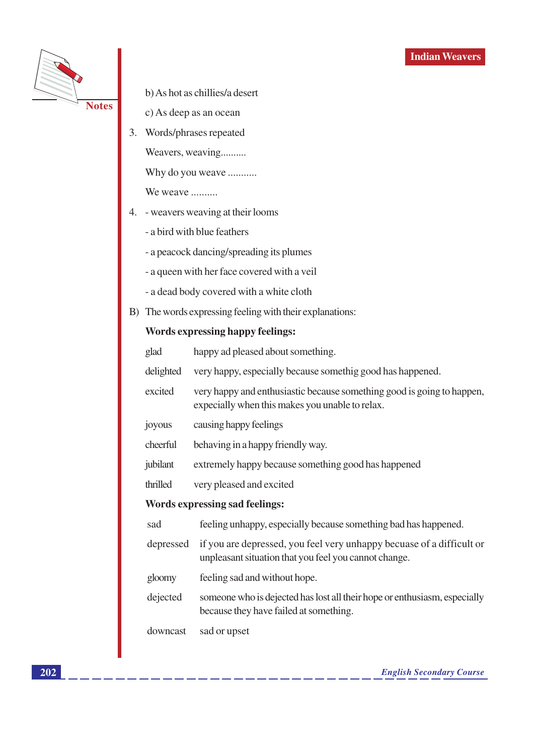b) As hot as chillies/a desert

c) As deep as an ocean

3. Words/phrases repeated

   Weavers, weaving..........

   Why do you weave ...........

   We weave ..........

4. - weavers weaving at their looms

   - a bird with blue feathers

   - a peacock dancing/spreading its plumes

   - a queen with her face covered with a veil

   - a dead body covered with a white cloth

B) The words expressing feeling with their explanations:

**Words expressing happy feelings:**

| | |
|---|---|
| glad | happy ad pleased about something. |
| delighted | very happy, especially because somethig good has happened. |
| excited | very happy and enthusiastic because something good is going to happen, expecially when this makes you unable to relax. |
| joyous | causing happy feelings |
| cheerful | behaving in a happy friendly way. |
| jubilant | extremely happy because something good has happened |
| thrilled | very pleased and excited |

**Words expressing sad feelings:**

| | |
|---|---|
| sad | feeling unhappy, especially because something bad has happened. |
| depressed | if you are depressed, you feel very unhappy becuase of a difficult or unpleasant situation that you feel you cannot change. |
| gloomy | feeling sad and without hope. |
| dejected | someone who is dejected has lost all their hope or enthusiasm, especially because they have failed at something. |
| downcast | sad or upset |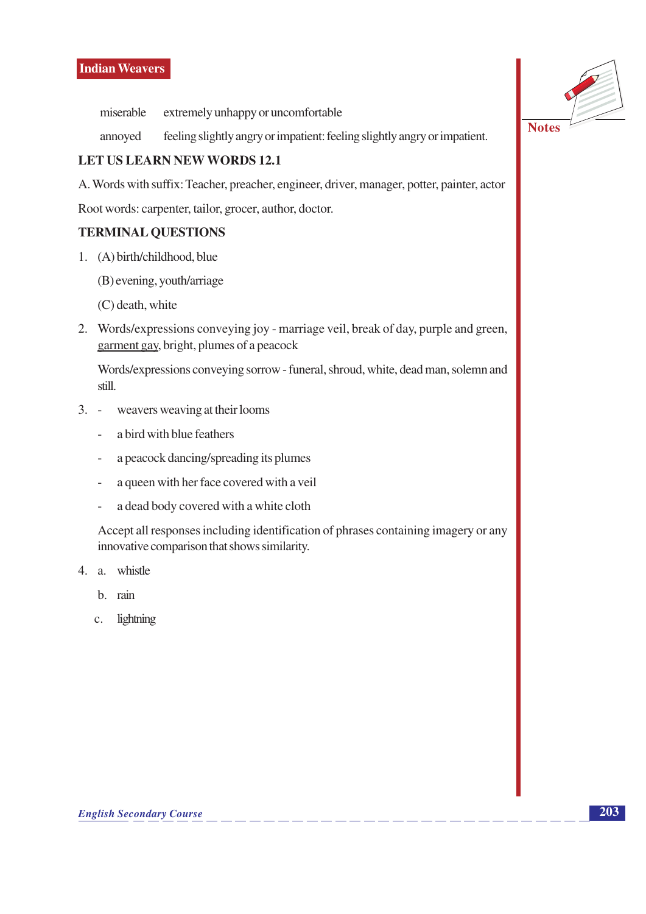| | |
|---|---|
| miserable | extremely unhappy or uncomfortable |
| annoyed | feeling slightly angry or impatient: feeling slightly angry or impatient. |

## LET US LEARN NEW WORDS 12.1

A. Words with suffix: Teacher, preacher, engineer, driver, manager, potter, painter, actor

Root words: carpenter, tailor, grocer, author, doctor.

## TERMINAL QUESTIONS

1. (A) birth/childhood, blue

   (B) evening, youth/arriage

   (C) death, white

2. Words/expressions conveying joy - marriage veil, break of day, purple and green, garment gay, bright, plumes of a peacock

   Words/expressions conveying sorrow - funeral, shroud, white, dead man, solemn and still.

3. - weavers weaving at their looms
   - a bird with blue feathers
   - a peacock dancing/spreading its plumes
   - a queen with her face covered with a veil
   - a dead body covered with a white cloth

   Accept all responses including identification of phrases containing imagery or any innovative comparison that shows similarity.

4. a. whistle

   b. rain

   c. lightning